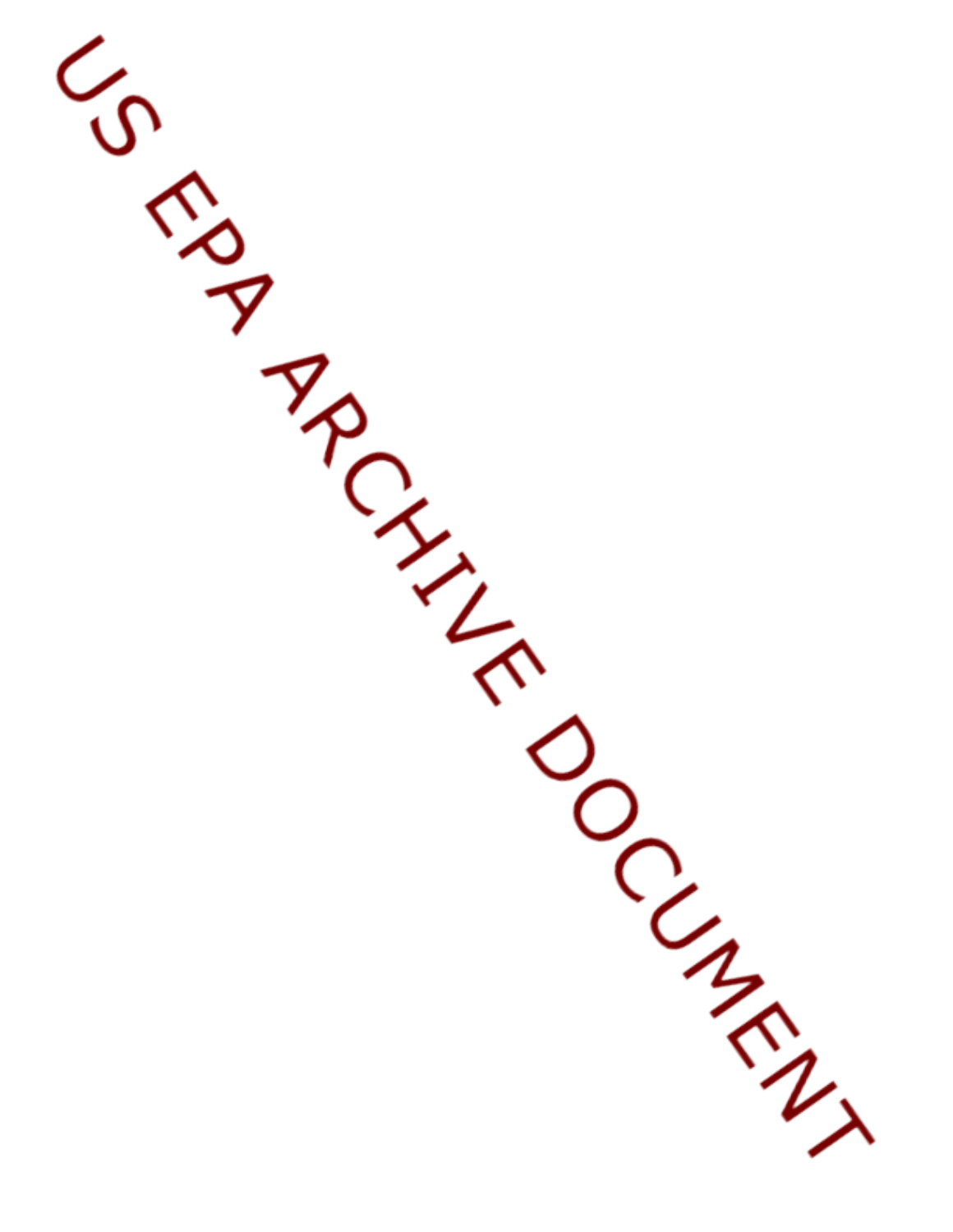US EPA ARCHIVE DOCUMENT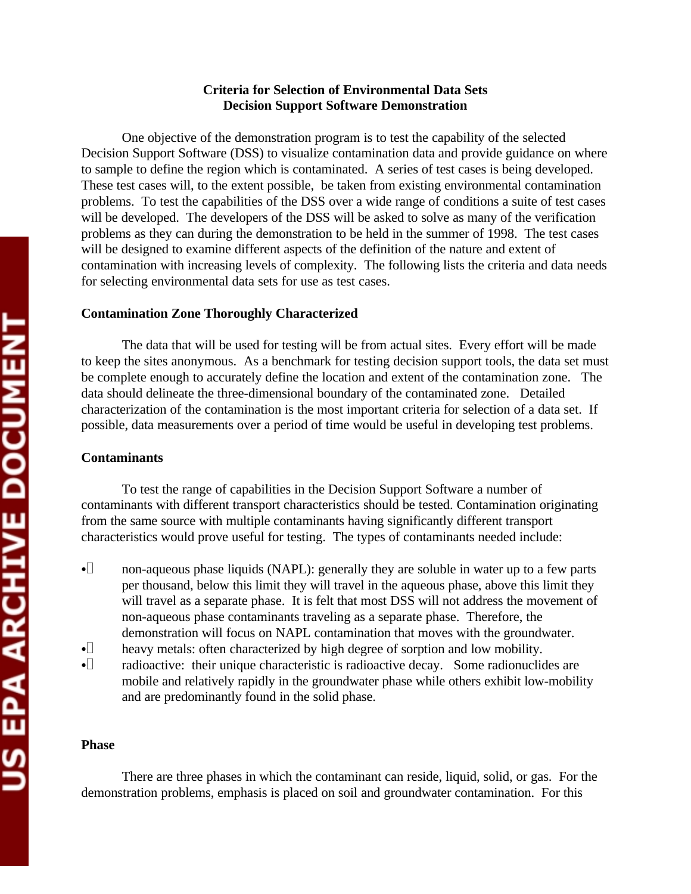**Criteria for Selection of Environmental Data Sets**
**Decision Support Software Demonstration**

One objective of the demonstration program is to test the capability of the selected Decision Support Software (DSS) to visualize contamination data and provide guidance on where to sample to define the region which is contaminated. A series of test cases is being developed. These test cases will, to the extent possible, be taken from existing environmental contamination problems. To test the capabilities of the DSS over a wide range of conditions a suite of test cases will be developed. The developers of the DSS will be asked to solve as many of the verification problems as they can during the demonstration to be held in the summer of 1998. The test cases will be designed to examine different aspects of the definition of the nature and extent of contamination with increasing levels of complexity. The following lists the criteria and data needs for selecting environmental data sets for use as test cases.

**Contamination Zone Thoroughly Characterized**

The data that will be used for testing will be from actual sites. Every effort will be made to keep the sites anonymous. As a benchmark for testing decision support tools, the data set must be complete enough to accurately define the location and extent of the contamination zone. The data should delineate the three-dimensional boundary of the contaminated zone. Detailed characterization of the contamination is the most important criteria for selection of a data set. If possible, data measurements over a period of time would be useful in developing test problems.

**Contaminants**

To test the range of capabilities in the Decision Support Software a number of contaminants with different transport characteristics should be tested. Contamination originating from the same source with multiple contaminants having significantly different transport characteristics would prove useful for testing. The types of contaminants needed include:

- non-aqueous phase liquids (NAPL): generally they are soluble in water up to a few parts per thousand, below this limit they will travel in the aqueous phase, above this limit they will travel as a separate phase. It is felt that most DSS will not address the movement of non-aqueous phase contaminants traveling as a separate phase. Therefore, the demonstration will focus on NAPL contamination that moves with the groundwater.
- heavy metals: often characterized by high degree of sorption and low mobility.
- radioactive: their unique characteristic is radioactive decay. Some radionuclides are mobile and relatively rapidly in the groundwater phase while others exhibit low-mobility and are predominantly found in the solid phase.

**Phase**

There are three phases in which the contaminant can reside, liquid, solid, or gas. For the demonstration problems, emphasis is placed on soil and groundwater contamination. For this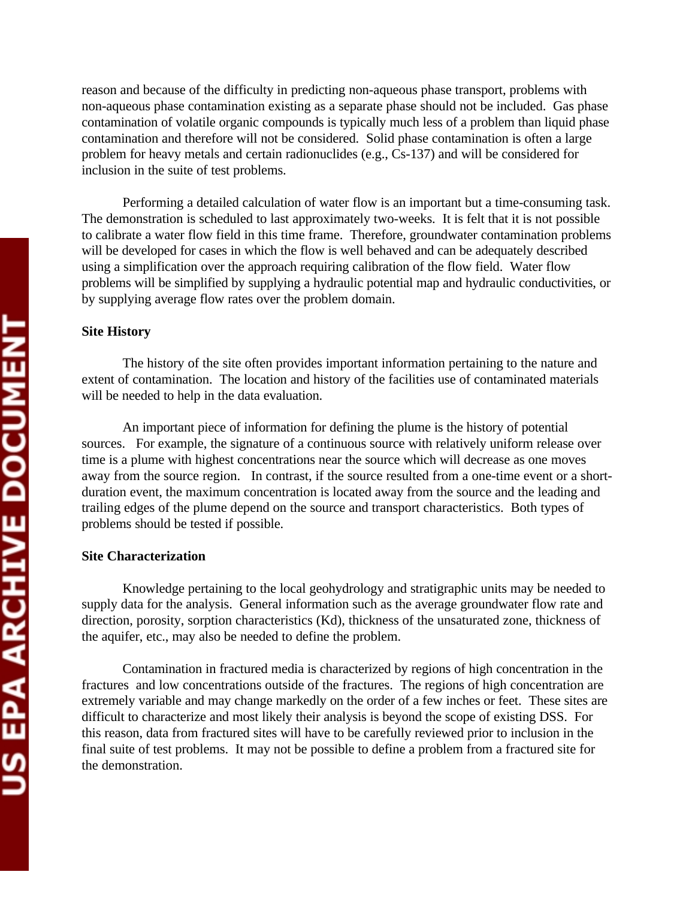reason and because of the difficulty in predicting non-aqueous phase transport, problems with non-aqueous phase contamination existing as a separate phase should not be included. Gas phase contamination of volatile organic compounds is typically much less of a problem than liquid phase contamination and therefore will not be considered. Solid phase contamination is often a large problem for heavy metals and certain radionuclides (e.g., Cs-137) and will be considered for inclusion in the suite of test problems.

Performing a detailed calculation of water flow is an important but a time-consuming task. The demonstration is scheduled to last approximately two-weeks. It is felt that it is not possible to calibrate a water flow field in this time frame. Therefore, groundwater contamination problems will be developed for cases in which the flow is well behaved and can be adequately described using a simplification over the approach requiring calibration of the flow field. Water flow problems will be simplified by supplying a hydraulic potential map and hydraulic conductivities, or by supplying average flow rates over the problem domain.

**Site History**

The history of the site often provides important information pertaining to the nature and extent of contamination. The location and history of the facilities use of contaminated materials will be needed to help in the data evaluation.

An important piece of information for defining the plume is the history of potential sources. For example, the signature of a continuous source with relatively uniform release over time is a plume with highest concentrations near the source which will decrease as one moves away from the source region. In contrast, if the source resulted from a one-time event or a short-duration event, the maximum concentration is located away from the source and the leading and trailing edges of the plume depend on the source and transport characteristics. Both types of problems should be tested if possible.

**Site Characterization**

Knowledge pertaining to the local geohydrology and stratigraphic units may be needed to supply data for the analysis. General information such as the average groundwater flow rate and direction, porosity, sorption characteristics (Kd), thickness of the unsaturated zone, thickness of the aquifer, etc., may also be needed to define the problem.

Contamination in fractured media is characterized by regions of high concentration in the fractures and low concentrations outside of the fractures. The regions of high concentration are extremely variable and may change markedly on the order of a few inches or feet. These sites are difficult to characterize and most likely their analysis is beyond the scope of existing DSS. For this reason, data from fractured sites will have to be carefully reviewed prior to inclusion in the final suite of test problems. It may not be possible to define a problem from a fractured site for the demonstration.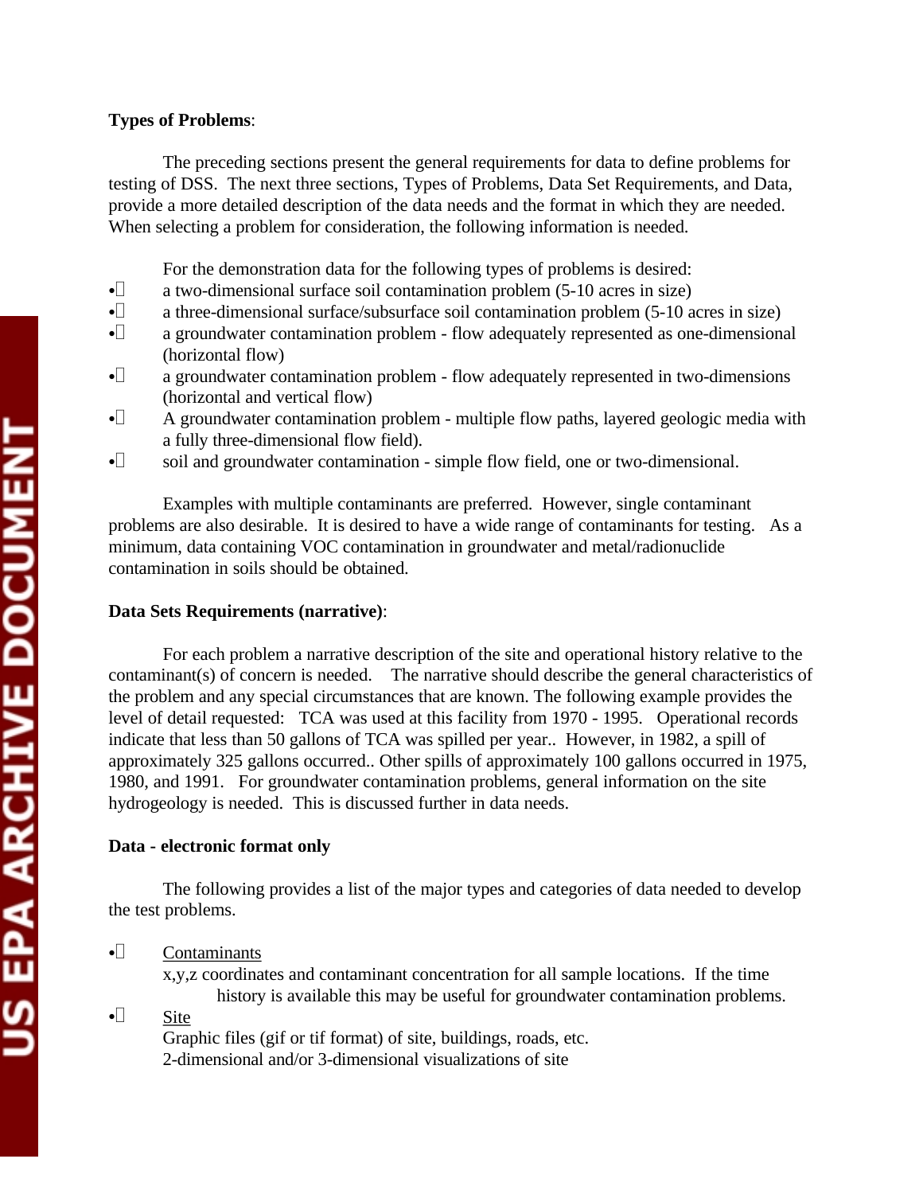**Types of Problems**:

The preceding sections present the general requirements for data to define problems for testing of DSS. The next three sections, Types of Problems, Data Set Requirements, and Data, provide a more detailed description of the data needs and the format in which they are needed. When selecting a problem for consideration, the following information is needed.

For the demonstration data for the following types of problems is desired:

- a two-dimensional surface soil contamination problem (5-10 acres in size)
- a three-dimensional surface/subsurface soil contamination problem (5-10 acres in size)
- a groundwater contamination problem - flow adequately represented as one-dimensional (horizontal flow)
- a groundwater contamination problem - flow adequately represented in two-dimensions (horizontal and vertical flow)
- A groundwater contamination problem - multiple flow paths, layered geologic media with a fully three-dimensional flow field).
- soil and groundwater contamination - simple flow field, one or two-dimensional.

Examples with multiple contaminants are preferred. However, single contaminant problems are also desirable. It is desired to have a wide range of contaminants for testing. As a minimum, data containing VOC contamination in groundwater and metal/radionuclide contamination in soils should be obtained.

**Data Sets Requirements (narrative)**:

For each problem a narrative description of the site and operational history relative to the contaminant(s) of concern is needed. The narrative should describe the general characteristics of the problem and any special circumstances that are known. The following example provides the level of detail requested: TCA was used at this facility from 1970 - 1995. Operational records indicate that less than 50 gallons of TCA was spilled per year.. However, in 1982, a spill of approximately 325 gallons occurred.. Other spills of approximately 100 gallons occurred in 1975, 1980, and 1991. For groundwater contamination problems, general information on the site hydrogeology is needed. This is discussed further in data needs.

**Data - electronic format only**

The following provides a list of the major types and categories of data needed to develop the test problems.

- Contaminants
  x,y,z coordinates and contaminant concentration for all sample locations. If the time history is available this may be useful for groundwater contamination problems.
- Site
  Graphic files (gif or tif format) of site, buildings, roads, etc.
  2-dimensional and/or 3-dimensional visualizations of site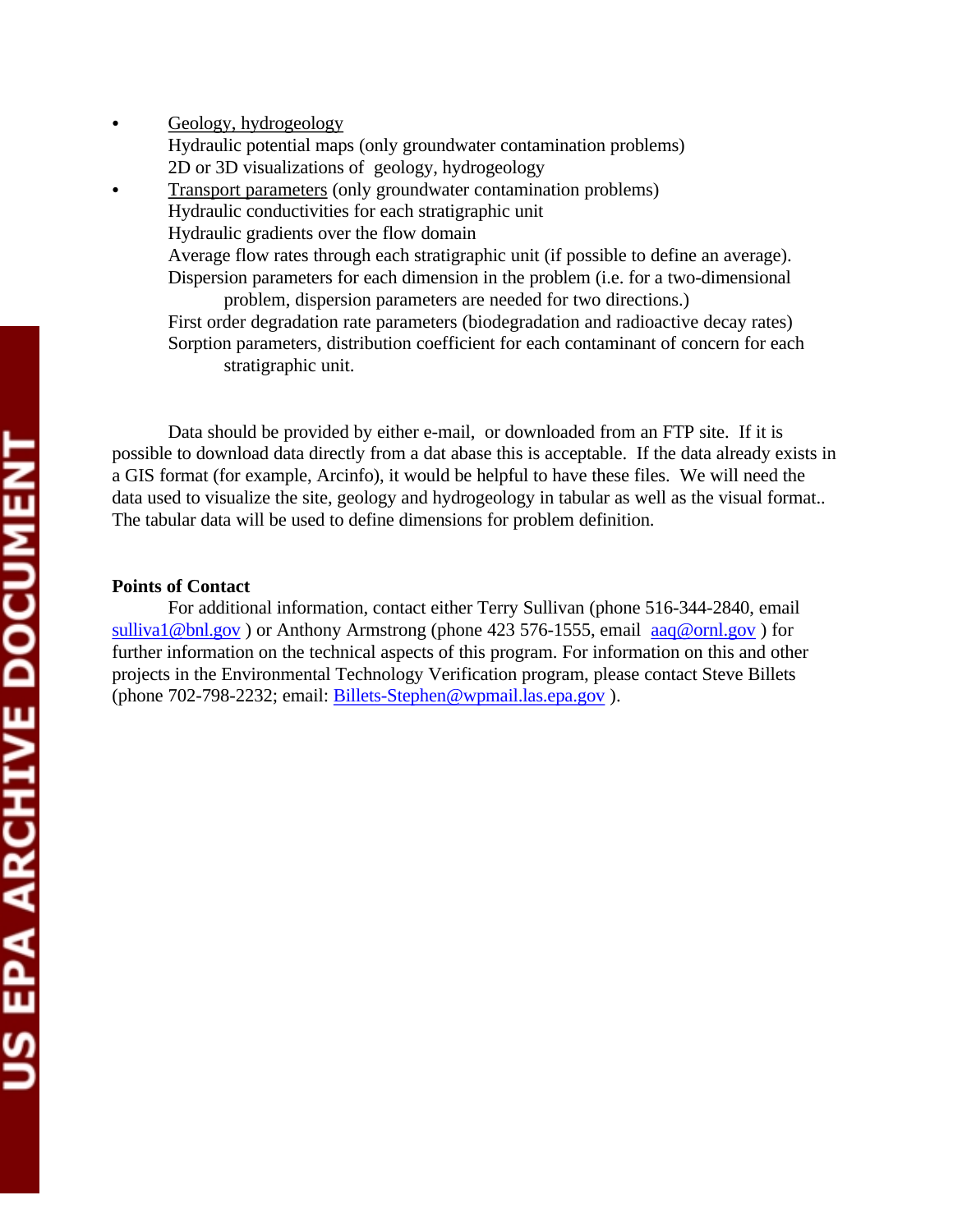- Geology, hydrogeology
  Hydraulic potential maps (only groundwater contamination problems)
  2D or 3D visualizations of geology, hydrogeology
- Transport parameters (only groundwater contamination problems)
  Hydraulic conductivities for each stratigraphic unit
  Hydraulic gradients over the flow domain
  Average flow rates through each stratigraphic unit (if possible to define an average).
  Dispersion parameters for each dimension in the problem (i.e. for a two-dimensional problem, dispersion parameters are needed for two directions.)
  First order degradation rate parameters (biodegradation and radioactive decay rates)
  Sorption parameters, distribution coefficient for each contaminant of concern for each stratigraphic unit.

Data should be provided by either e-mail, or downloaded from an FTP site. If it is possible to download data directly from a dat abase this is acceptable. If the data already exists in a GIS format (for example, Arcinfo), it would be helpful to have these files. We will need the data used to visualize the site, geology and hydrogeology in tabular as well as the visual format.. The tabular data will be used to define dimensions for problem definition.

**Points of Contact**

For additional information, contact either Terry Sullivan (phone 516-344-2840, email sulliva1@bnl.gov ) or Anthony Armstrong (phone 423 576-1555, email aaq@ornl.gov ) for further information on the technical aspects of this program. For information on this and other projects in the Environmental Technology Verification program, please contact Steve Billets (phone 702-798-2232; email: Billets-Stephen@wpmail.las.epa.gov ).